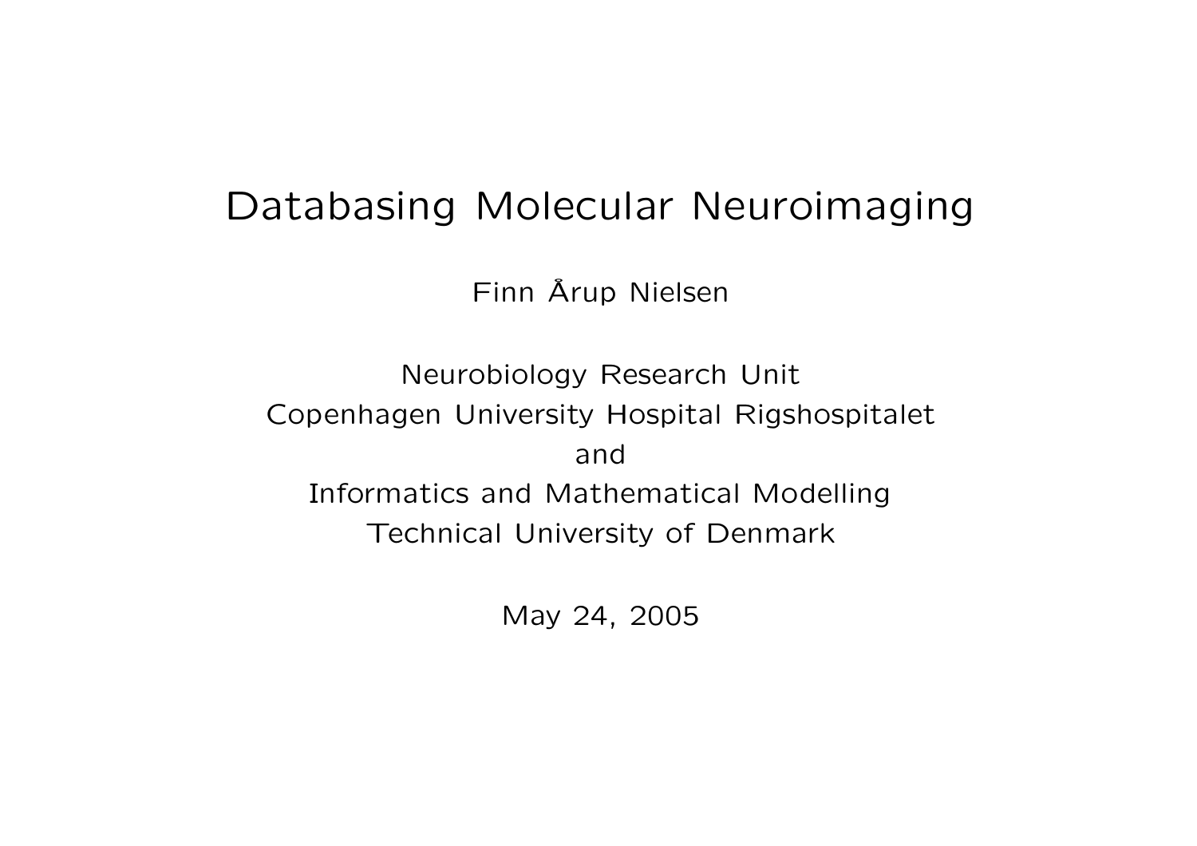# Databasing Molecular Neuroimaging

Finn Årup Nielsen

Neurobiology Research Unit
Copenhagen University Hospital Rigshospitalet
and
Informatics and Mathematical Modelling
Technical University of Denmark

May 24, 2005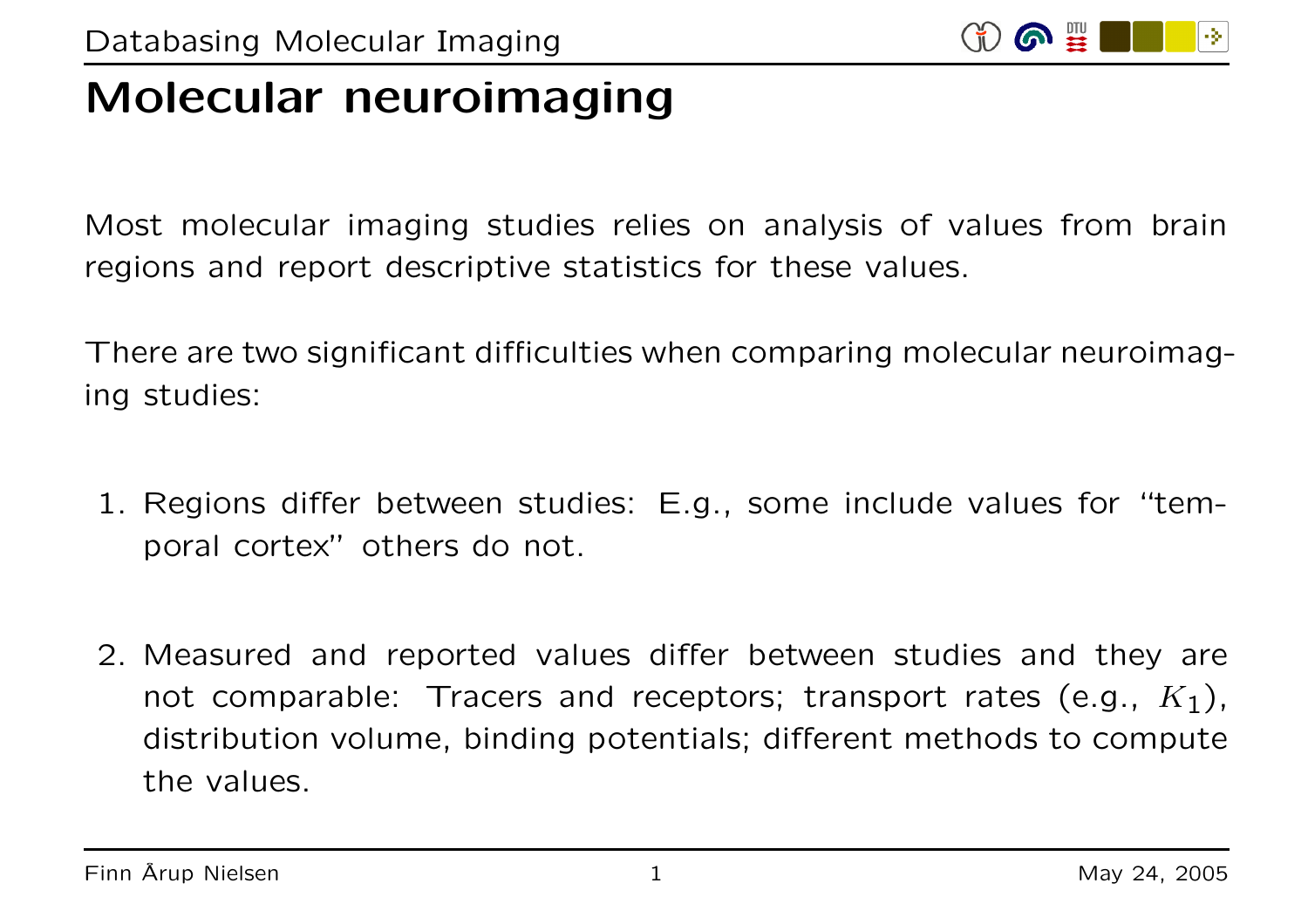# Molecular neuroimaging

Most molecular imaging studies relies on analysis of values from brain regions and report descriptive statistics for these values.

There are two significant difficulties when comparing molecular neuroimaging studies:

1. Regions differ between studies: E.g., some include values for "temporal cortex" others do not.

2. Measured and reported values differ between studies and they are not comparable: Tracers and receptors; transport rates (e.g., $K_1$), distribution volume, binding potentials; different methods to compute the values.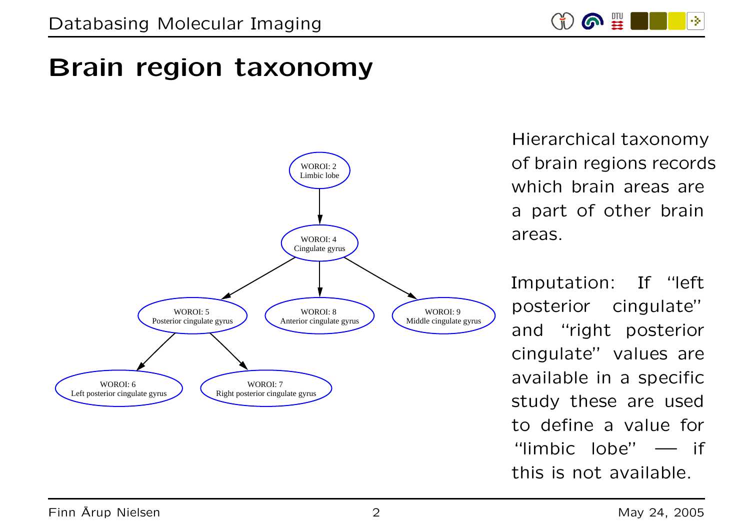# Brain region taxonomy

WOROI: 2
Limbic lobe

WOROI: 4
Cingulate gyrus

WOROI: 5
Posterior cingulate gyrus

WOROI: 8
Anterior cingulate gyrus

WOROI: 9
Middle cingulate gyrus

WOROI: 6
Left posterior cingulate gyrus

WOROI: 7
Right posterior cingulate gyrus

Hierarchical taxonomy of brain regions records which brain areas are a part of other brain areas.

Imputation: If "left posterior cingulate" and "right posterior cingulate" values are available in a specific study these are used to define a value for "limbic lobe" — if this is not available.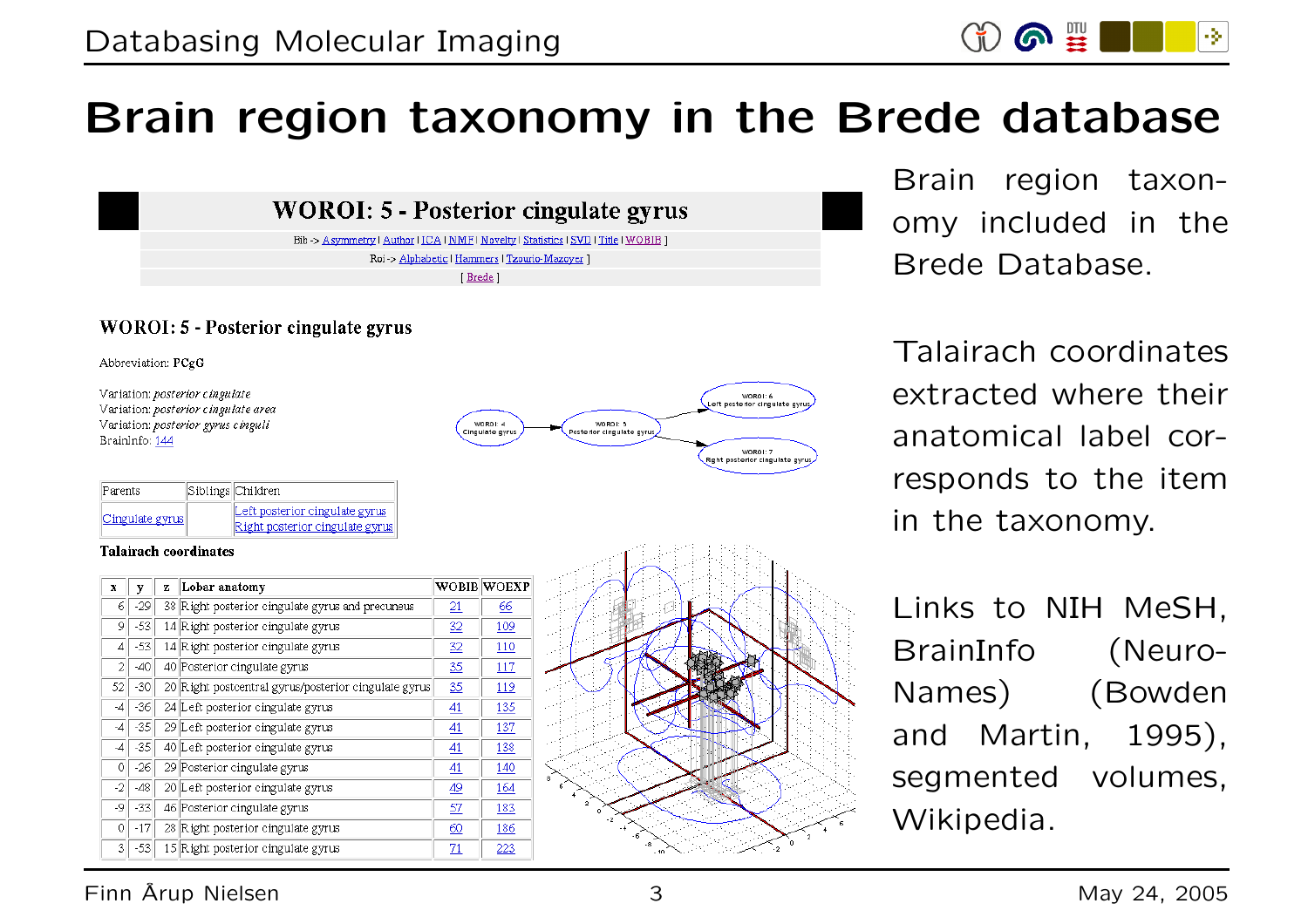# Brain region taxonomy in the Brede database

## WOROI: 5 - Posterior cingulate gyrus

Bib -> Asymmetry | Author | ICA | NMF | Novelty | Statistics | SVD | Title | WOBIB ]

Roi -> Alphabetic | Hammers | Tzourio-Mazoyer ]

[ Brede ]

### WOROI: 5 - Posterior cingulate gyrus

Abbreviation: PCgG

Variation: *posterior cingulate*
Variation: *posterior cingulate area*
Variation: *posterior gyrus cinguli*
BrainInfo: 144

| Parents | Siblings | Children |
|---|---|---|
| Cingulate gyrus | | Left posterior cingulate gyrus<br>Right posterior cingulate gyrus |

**Talairach coordinates**

| x | y | z | Lobar anatomy | WOBIB | WOEXP |
|---|---|---|---|---|---|
| 6 | -29 | 38 | Right posterior cingulate gyrus and precuneus | 21 | 66 |
| 9 | -53 | 14 | Right posterior cingulate gyrus | 32 | 109 |
| 4 | -53 | 14 | Right posterior cingulate gyrus | 32 | 110 |
| 2 | -40 | 40 | Posterior cingulate gyrus | 35 | 117 |
| 52 | -30 | 20 | Right postcentral gyrus/posterior cingulate gyrus | 35 | 119 |
| -4 | -36 | 24 | Left posterior cingulate gyrus | 41 | 135 |
| -4 | -35 | 29 | Left posterior cingulate gyrus | 41 | 137 |
| -4 | -35 | 40 | Left posterior cingulate gyrus | 41 | 138 |
| 0 | -26 | 29 | Posterior cingulate gyrus | 41 | 140 |
| -2 | -48 | 20 | Left posterior cingulate gyrus | 49 | 164 |
| -9 | -33 | 46 | Posterior cingulate gyrus | 57 | 183 |
| 0 | -17 | 28 | Right posterior cingulate gyrus | 60 | 186 |
| 3 | -53 | 15 | Right posterior cingulate gyrus | 71 | 223 |

Brain region taxonomy included in the Brede Database.

Talairach coordinates extracted where their anatomical label corresponds to the item in the taxonomy.

Links to NIH MeSH, BrainInfo (NeuroNames) (Bowden and Martin, 1995), segmented volumes, Wikipedia.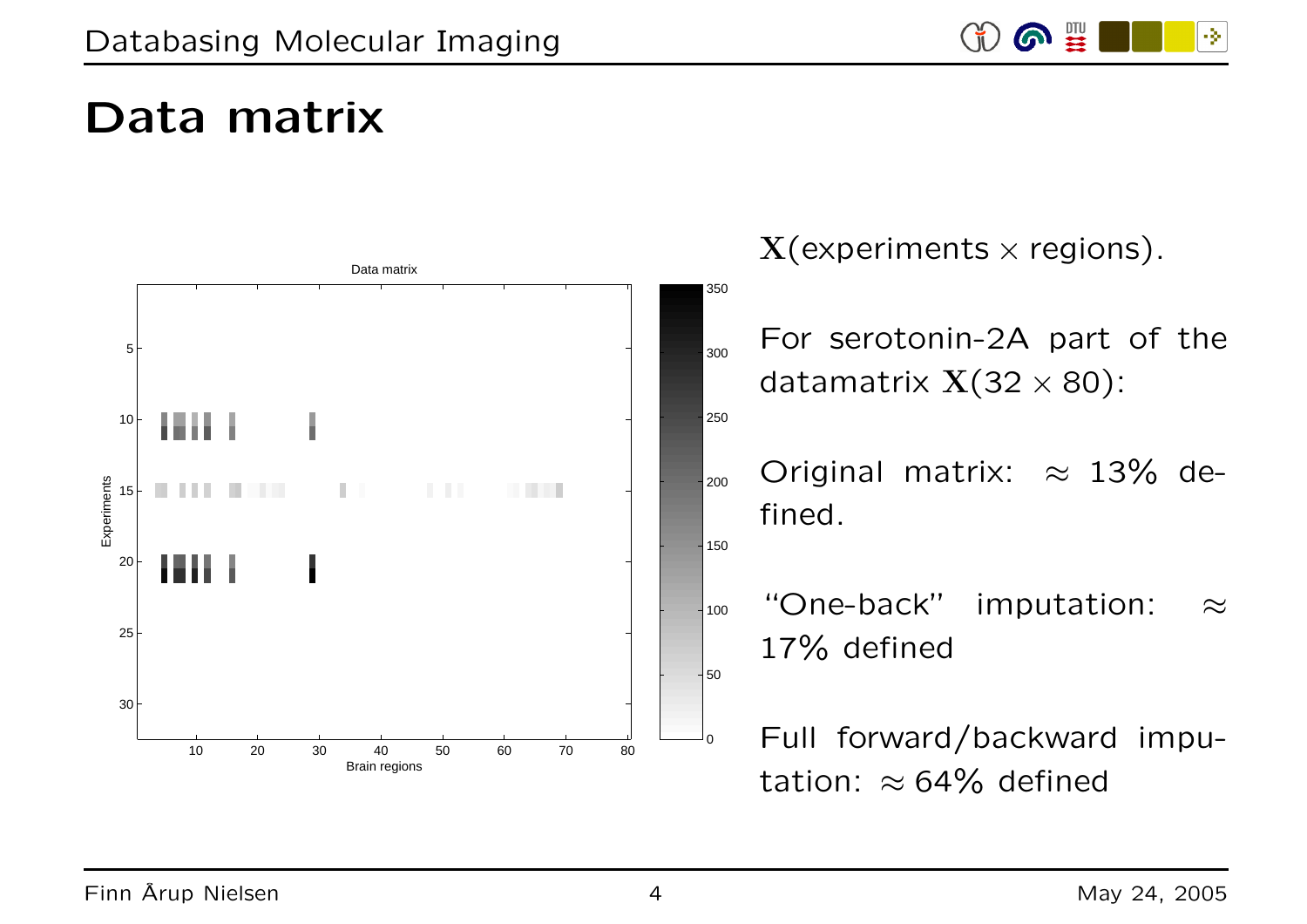# Data matrix

$\mathbf{X}$(experiments $\times$ regions).

For serotonin-2A part of the datamatrix $\mathbf{X}(32 \times 80)$:

Original matrix: $\approx$ 13% defined.

"One-back" imputation: $\approx$ 17% defined

Full forward/backward imputation: $\approx$ 64% defined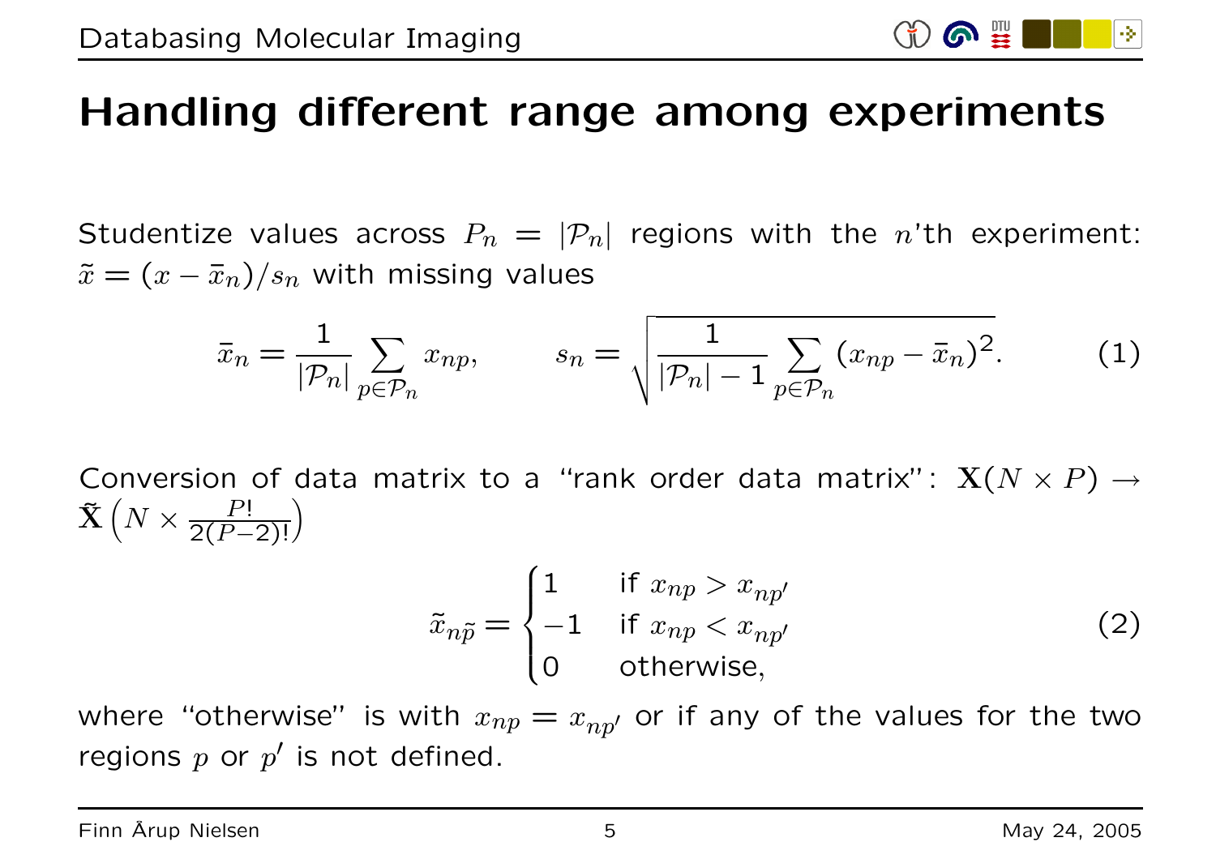# Handling different range among experiments

Studentize values across $P_n = |\mathcal{P}_n|$ regions with the $n$'th experiment: $\tilde{x} = (x - \bar{x}_n)/s_n$ with missing values

$$\bar{x}_n = \frac{1}{|\mathcal{P}_n|} \sum_{p \in \mathcal{P}_n} x_{np}, \qquad s_n = \sqrt{\frac{1}{|\mathcal{P}_n| - 1} \sum_{p \in \mathcal{P}_n} (x_{np} - \bar{x}_n)^2}. \tag{1}$$

Conversion of data matrix to a "rank order data matrix": $\mathbf{X}(N \times P) \rightarrow \tilde{\mathbf{X}}\left(N \times \frac{P!}{2(P-2)!}\right)$

$$\tilde{x}_{n\tilde{p}} = \begin{cases} 1 & \text{if } x_{np} > x_{np'} \\ -1 & \text{if } x_{np} < x_{np'} \\ 0 & \text{otherwise,} \end{cases} \tag{2}$$

where "otherwise" is with $x_{np} = x_{np'}$ or if any of the values for the two regions $p$ or $p'$ is not defined.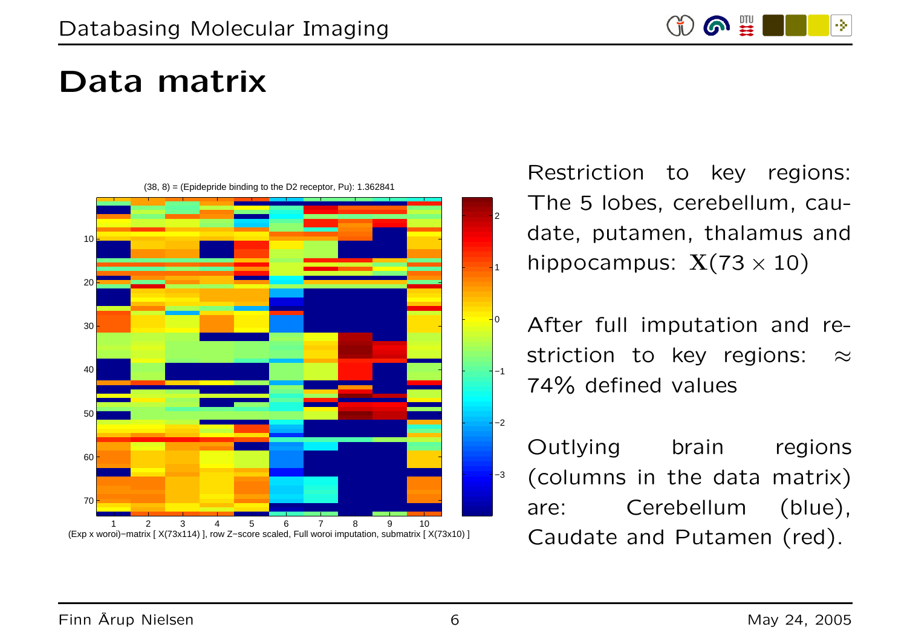# Data matrix

(38, 8) = (Epidepride binding to the D2 receptor, Pu): 1.362841

(Exp x woroi)−matrix [ X(73x114) ], row Z−score scaled, Full woroi imputation, submatrix [ X(73x10) ]

Restriction to key regions: The 5 lobes, cerebellum, caudate, putamen, thalamus and hippocampus: $\mathbf{X}(73 \times 10)$

After full imputation and restriction to key regions: $\approx$ 74% defined values

Outlying brain regions (columns in the data matrix) are: Cerebellum (blue), Caudate and Putamen (red).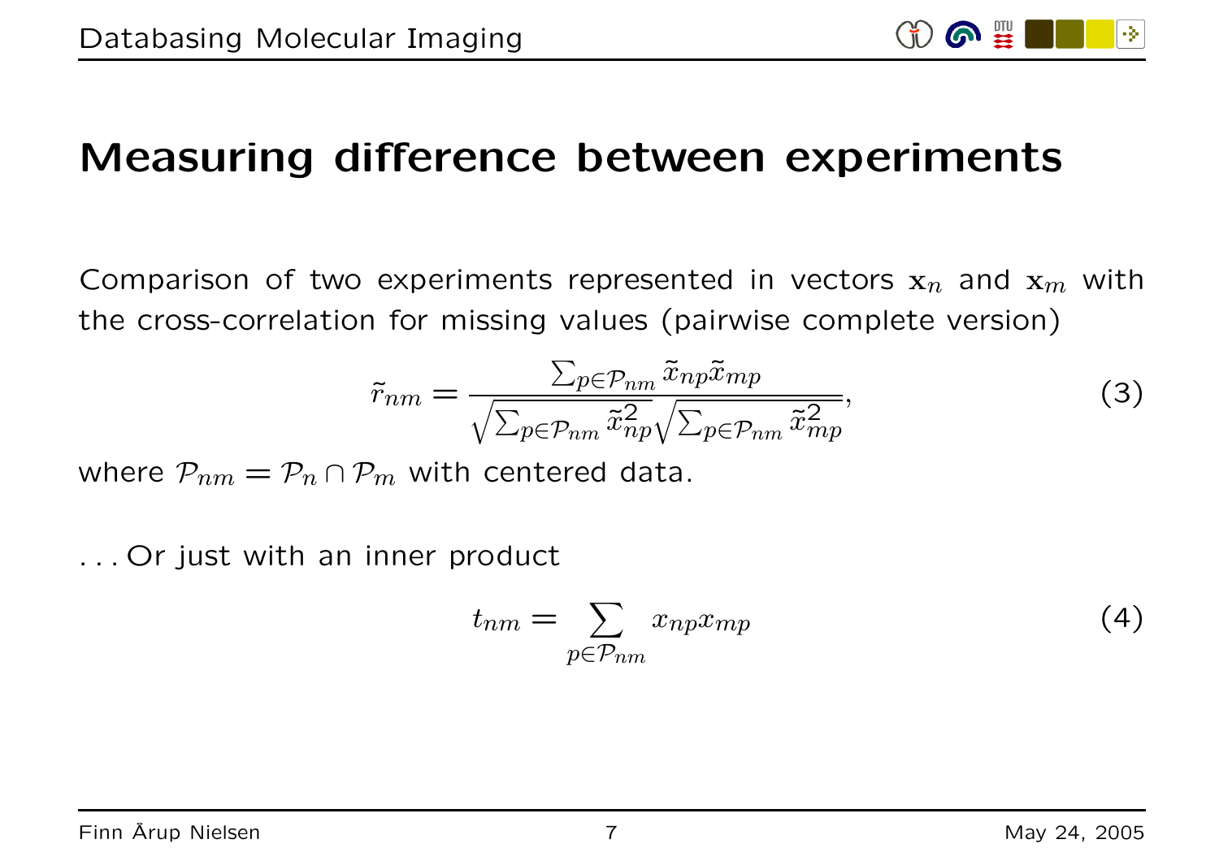# Measuring difference between experiments

Comparison of two experiments represented in vectors $\mathbf{x}_n$ and $\mathbf{x}_m$ with the cross-correlation for missing values (pairwise complete version)

$$\tilde{r}_{nm} = \frac{\sum_{p \in \mathcal{P}_{nm}} \tilde{x}_{np} \tilde{x}_{mp}}{\sqrt{\sum_{p \in \mathcal{P}_{nm}} \tilde{x}_{np}^2} \sqrt{\sum_{p \in \mathcal{P}_{nm}} \tilde{x}_{mp}^2}}, \tag{3}$$

where $\mathcal{P}_{nm} = \mathcal{P}_n \cap \mathcal{P}_m$ with centered data.

. . . Or just with an inner product

$$t_{nm} = \sum_{p \in \mathcal{P}_{nm}} x_{np} x_{mp} \tag{4}$$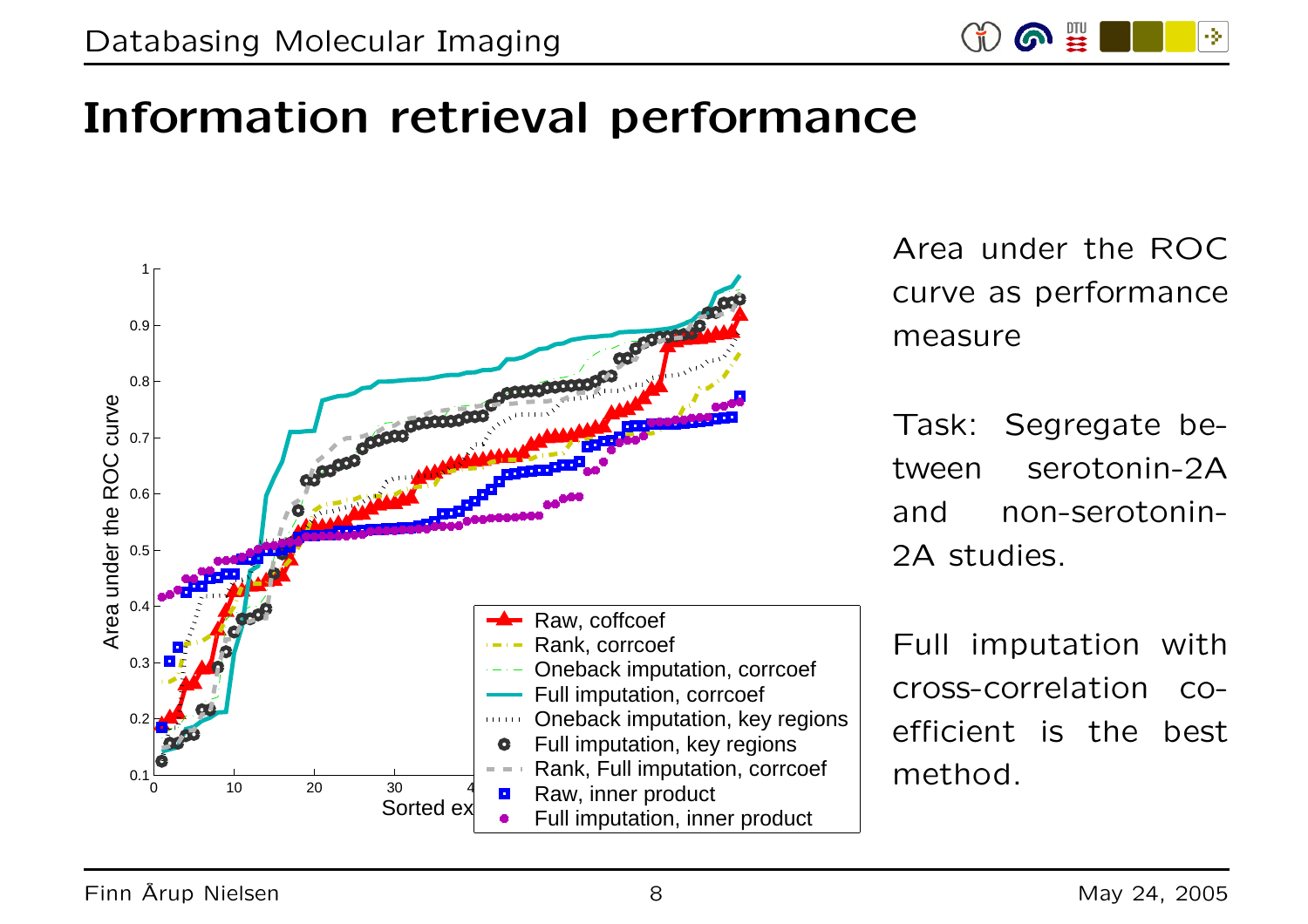# Information retrieval performance

Area under the ROC curve as performance measure

Task: Segregate between serotonin-2A and non-serotonin-2A studies.

Full imputation with cross-correlation coefficient is the best method.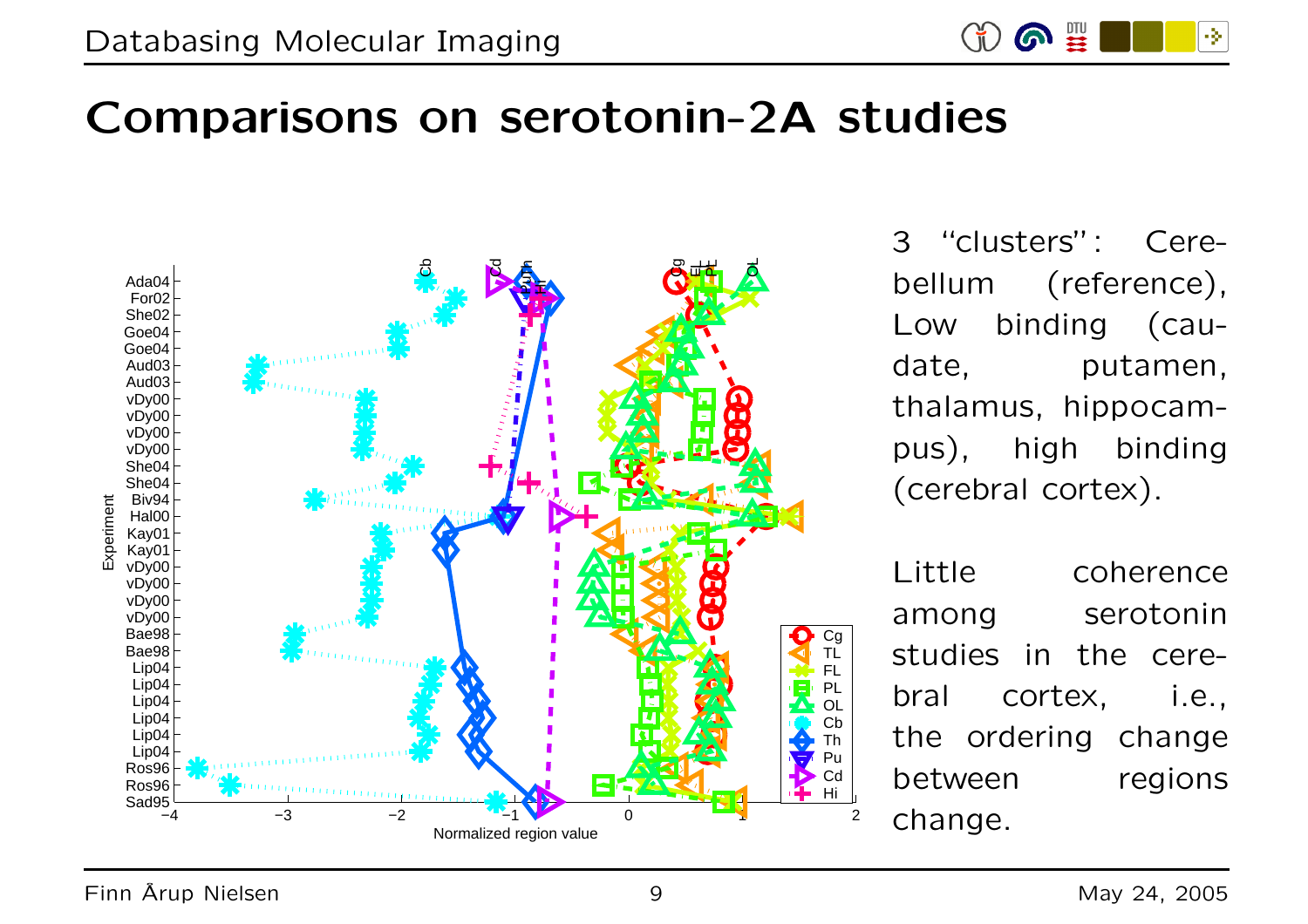# Comparisons on serotonin-2A studies

3 "clusters": Cerebellum (reference), Low binding (caudate, putamen, thalamus, hippocampus), high binding (cerebral cortex).

Little coherence among serotonin studies in the cerebral cortex, i.e., the ordering change between regions change.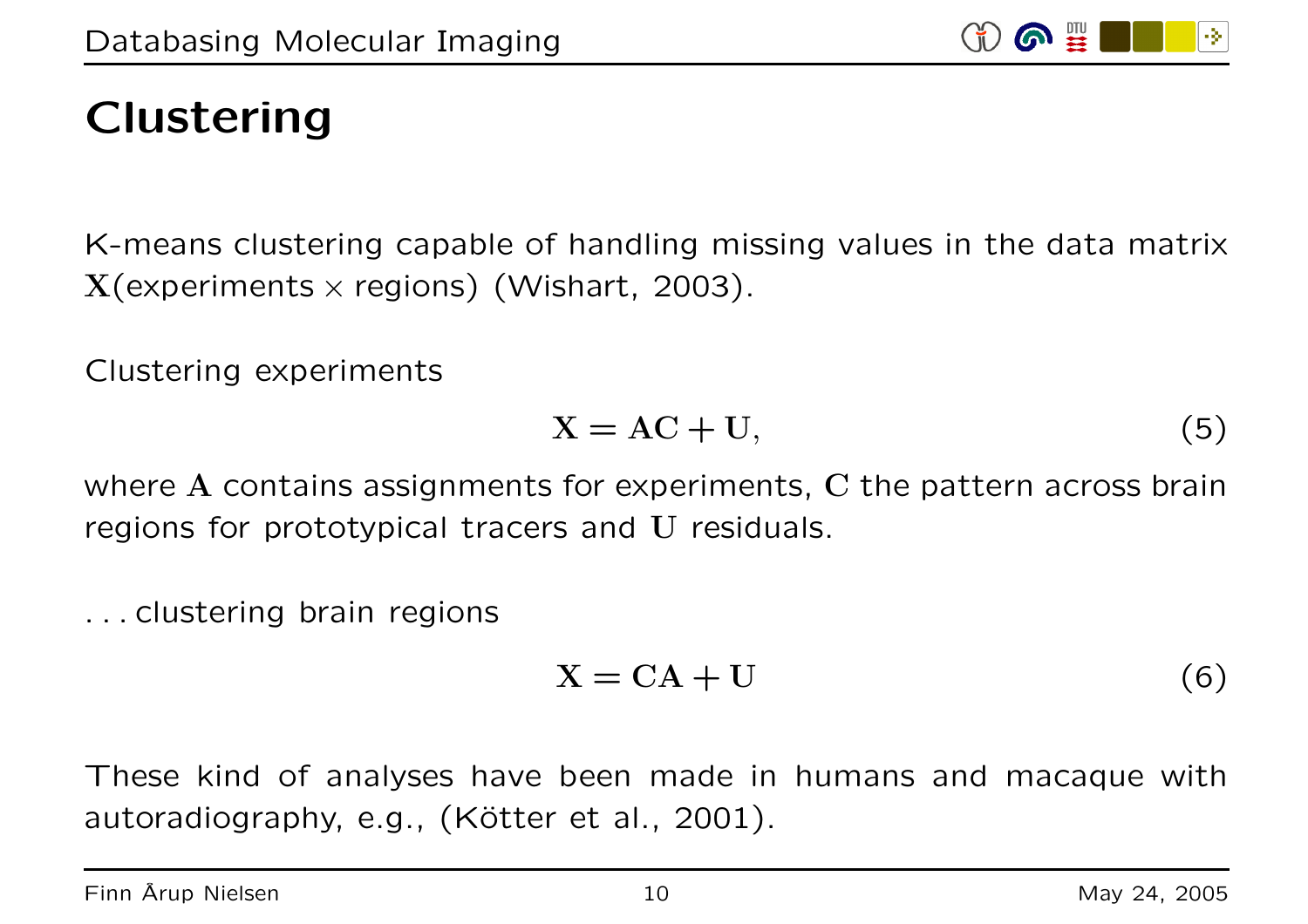# Clustering

K-means clustering capable of handling missing values in the data matrix $\mathbf{X}$(experiments $\times$ regions) (Wishart, 2003).

Clustering experiments

$$\mathbf{X} = \mathbf{A}\mathbf{C} + \mathbf{U}, \tag{5}$$

where $\mathbf{A}$ contains assignments for experiments, $\mathbf{C}$ the pattern across brain regions for prototypical tracers and $\mathbf{U}$ residuals.

...clustering brain regions

$$\mathbf{X} = \mathbf{C}\mathbf{A} + \mathbf{U} \tag{6}$$

These kind of analyses have been made in humans and macaque with autoradiography, e.g., (Kötter et al., 2001).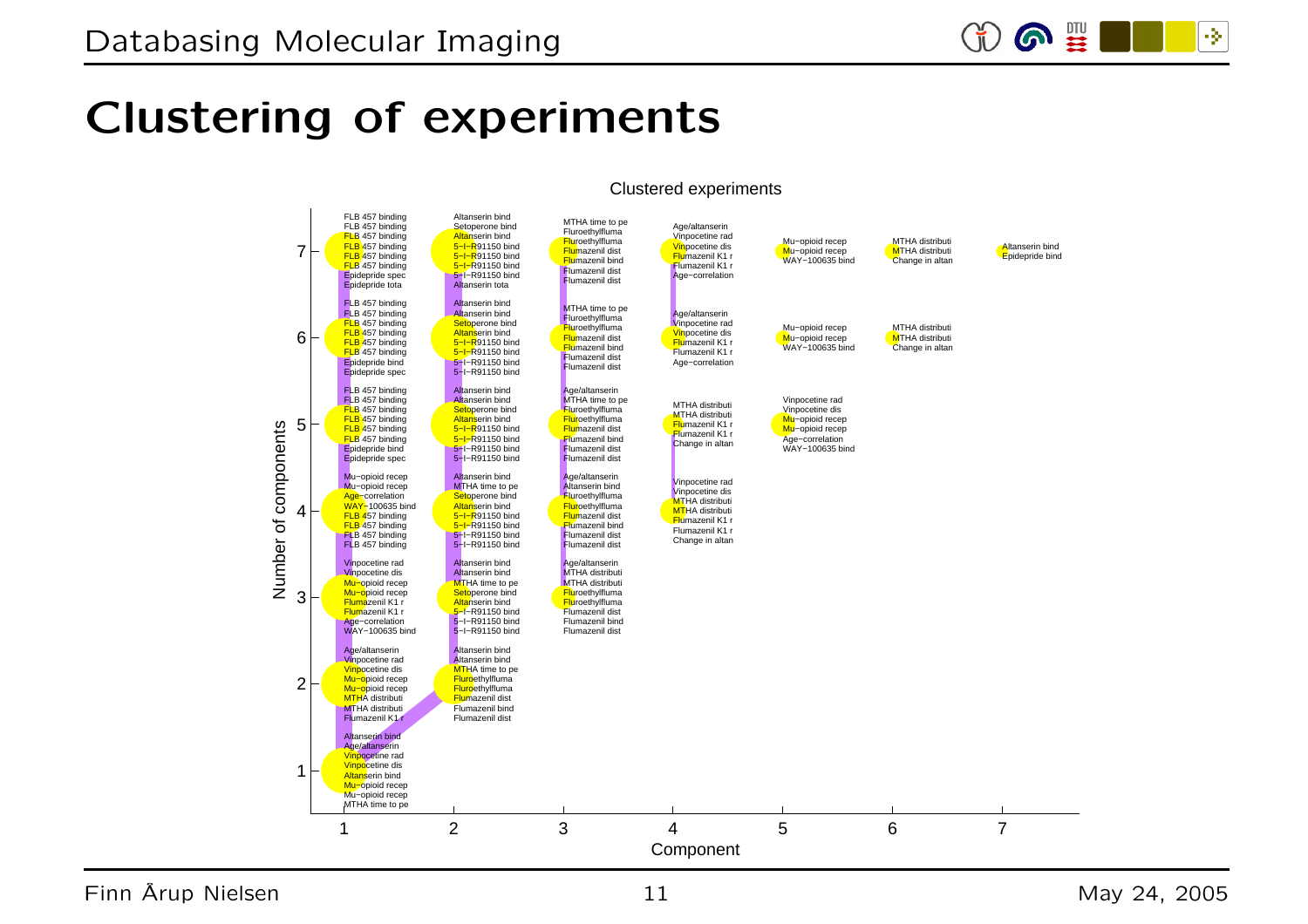# Clustering of experiments

Clustered experiments

| Number of components | Component 1 | Component 2 | Component 3 | Component 4 | Component 5 | Component 6 | Component 7 |
|---|---|---|---|---|---|---|---|
| 7 | FLB 457 binding, FLB 457 binding, FLB 457 binding, FLB 457 binding, FLB 457 binding, FLB 457 binding, Epidepride spec, Epidepride tota | Altanserin bind, Setoperone bind, Altanserin bind, 5−I−R91150 bind, 5−I−R91150 bind, 5−I−R91150 bind, 5−I−R91150 bind, Altanserin tota | MTHA time to pe, Fluroethylfluma, Fluroethylfluma, Flumazenil dist, Flumazenil bind, Flumazenil dist, Flumazenil dist | Age/altanserin, Vinpocetine rad, Vinpocetine dis, Flumazenil K1 r, Flumazenil K1 r, Age−correlation | Mu−opioid recep, Mu−opioid recep, WAY−100635 bind | MTHA distributi, MTHA distributi, Change in altan | Altanserin bind, Epidepride bind |
| 6 | FLB 457 binding, FLB 457 binding, FLB 457 binding, FLB 457 binding, FLB 457 binding, FLB 457 binding, Epidepride bind, Epidepride spec | Altanserin bind, Altanserin bind, Setoperone bind, Altanserin bind, 5−I−R91150 bind, 5−I−R91150 bind, 5−I−R91150 bind, 5−I−R91150 bind | MTHA time to pe, Fluroethylfluma, Fluroethylfluma, Flumazenil dist, Flumazenil bind, Flumazenil dist, Flumazenil dist | Age/altanserin, Vinpocetine rad, Vinpocetine dis, Flumazenil K1 r, Flumazenil K1 r, Age−correlation | Mu−opioid recep, Mu−opioid recep, WAY−100635 bind | MTHA distributi, MTHA distributi, Change in altan | |
| 5 | FLB 457 binding, FLB 457 binding, FLB 457 binding, FLB 457 binding, FLB 457 binding, FLB 457 binding, Epidepride bind, Epidepride spec | Altanserin bind, Altanserin bind, Setoperone bind, Altanserin bind, 5−I−R91150 bind, 5−I−R91150 bind, 5−I−R91150 bind, 5−I−R91150 bind | Age/altanserin, MTHA time to pe, Fluroethylfluma, Fluroethylfluma, Flumazenil dist, Flumazenil bind, Flumazenil dist, Flumazenil dist | MTHA distributi, MTHA distributi, Flumazenil K1 r, Flumazenil K1 r, Change in altan | Vinpocetine rad, Vinpocetine dis, Mu−opioid recep, Mu−opioid recep, Age−correlation, WAY−100635 bind | | |
| 4 | Mu−opioid recep, Mu−opioid recep, Age−correlation, WAY−100635 bind, FLB 457 binding, FLB 457 binding, FLB 457 binding, FLB 457 binding | Altanserin bind, MTHA time to pe, Setoperone bind, Altanserin bind, 5−I−R91150 bind, 5−I−R91150 bind, 5−I−R91150 bind, 5−I−R91150 bind | Age/altanserin, Altanserin bind, Fluroethylfluma, Fluroethylfluma, Flumazenil dist, Flumazenil bind, Flumazenil dist, Flumazenil dist | Vinpocetine rad, Vinpocetine dis, MTHA distributi, MTHA distributi, Flumazenil K1 r, Flumazenil K1 r, Change in altan | | | |
| 3 | Vinpocetine rad, Vinpocetine dis, Mu−opioid recep, Mu−opioid recep, Flumazenil K1 r, Flumazenil K1 r, Age−correlation, WAY−100635 bind | Altanserin bind, Altanserin bind, MTHA time to pe, Setoperone bind, Altanserin bind, 5−I−R91150 bind, 5−I−R91150 bind, 5−I−R91150 bind | Age/altanserin, MTHA distributi, MTHA distributi, Fluroethylfluma, Fluroethylfluma, Flumazenil dist, Flumazenil bind, Flumazenil dist | | | | |
| 2 | Age/altanserin, Vinpocetine rad, Vinpocetine dis, Mu−opioid recep, Mu−opioid recep, MTHA distributi, MTHA distributi, Flumazenil K1 r | Altanserin bind, Altanserin bind, MTHA time to pe, Fluroethylfluma, Fluroethylfluma, Flumazenil dist, Flumazenil bind, Flumazenil dist | | | | | |
| 1 | Altanserin bind, Age/altanserin, Vinpocetine rad, Vinpocetine dis, Altanserin bind, Mu−opioid recep, Mu−opioid recep, MTHA time to pe | | | | | | |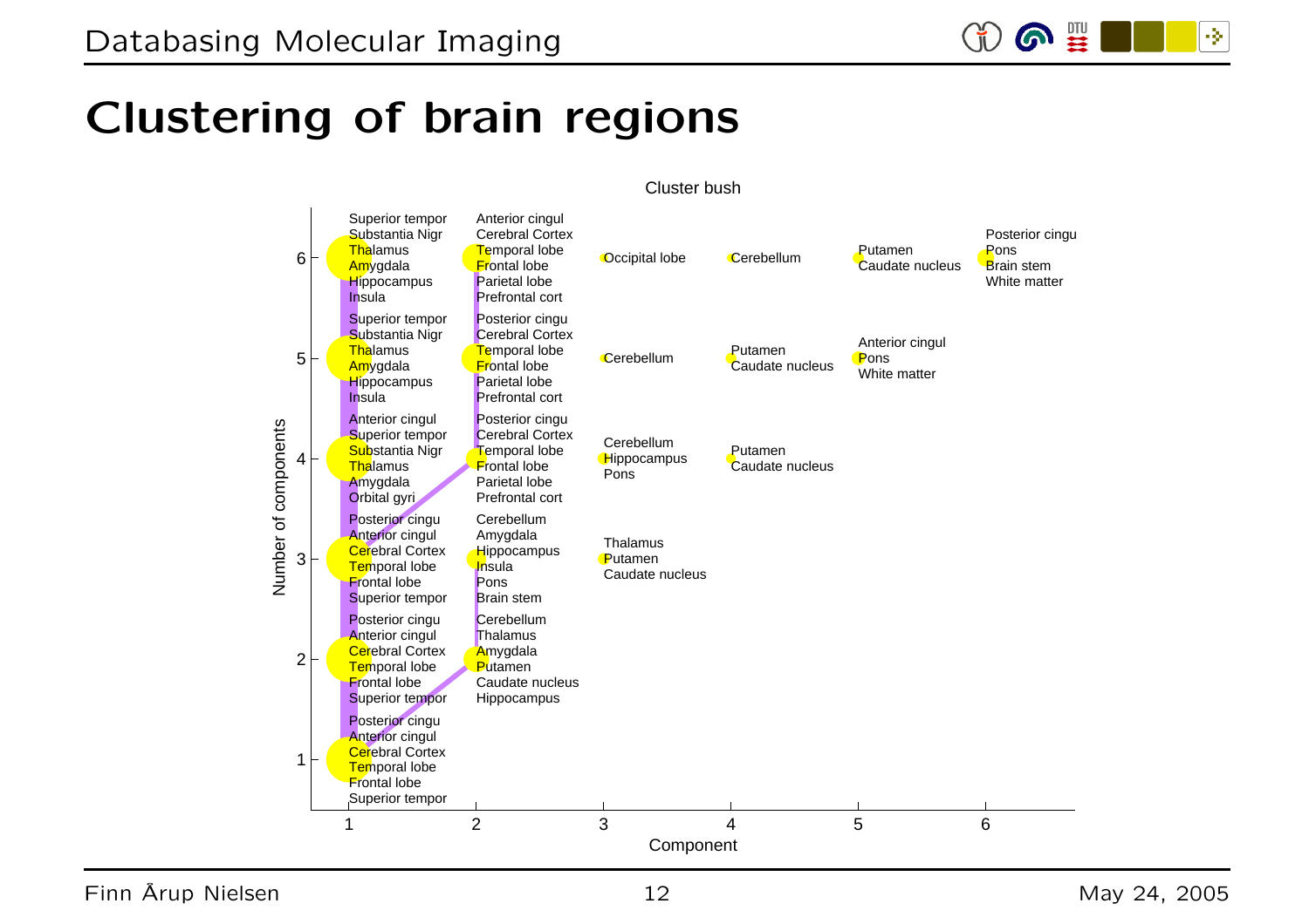# Clustering of brain regions

Cluster bush

| Number of components | Component 1 | Component 2 | Component 3 | Component 4 | Component 5 | Component 6 |
|---|---|---|---|---|---|---|
| 6 | Superior tempor, Substantia Nigr, Thalamus, Amygdala, Hippocampus, Insula | Anterior cingul, Cerebral Cortex, Temporal lobe, Frontal lobe, Parietal lobe, Prefrontal cort | Occipital lobe | Cerebellum | Putamen, Caudate nucleus | Posterior cingu, Pons, Brain stem, White matter |
| 5 | Superior tempor, Substantia Nigr, Thalamus, Amygdala, Hippocampus, Insula | Posterior cingu, Cerebral Cortex, Temporal lobe, Frontal lobe, Parietal lobe, Prefrontal cort | Cerebellum | Putamen, Caudate nucleus | Anterior cingul, Pons, White matter | |
| 4 | Anterior cingul, Superior tempor, Substantia Nigr, Thalamus, Amygdala, Orbital gyri | Posterior cingu, Cerebral Cortex, Temporal lobe, Frontal lobe, Parietal lobe, Prefrontal cort | Cerebellum, Hippocampus, Pons | Putamen, Caudate nucleus | | |
| 3 | Posterior cingu, Anterior cingul, Cerebral Cortex, Temporal lobe, Frontal lobe, Superior tempor | Cerebellum, Amygdala, Hippocampus, Insula, Pons, Brain stem | Thalamus, Putamen, Caudate nucleus | | | |
| 2 | Posterior cingu, Anterior cingul, Cerebral Cortex, Temporal lobe, Frontal lobe, Superior tempor | Cerebellum, Thalamus, Amygdala, Putamen, Caudate nucleus, Hippocampus | | | | |
| 1 | Posterior cingu, Anterior cingul, Cerebral Cortex, Temporal lobe, Frontal lobe, Superior tempor | | | | | |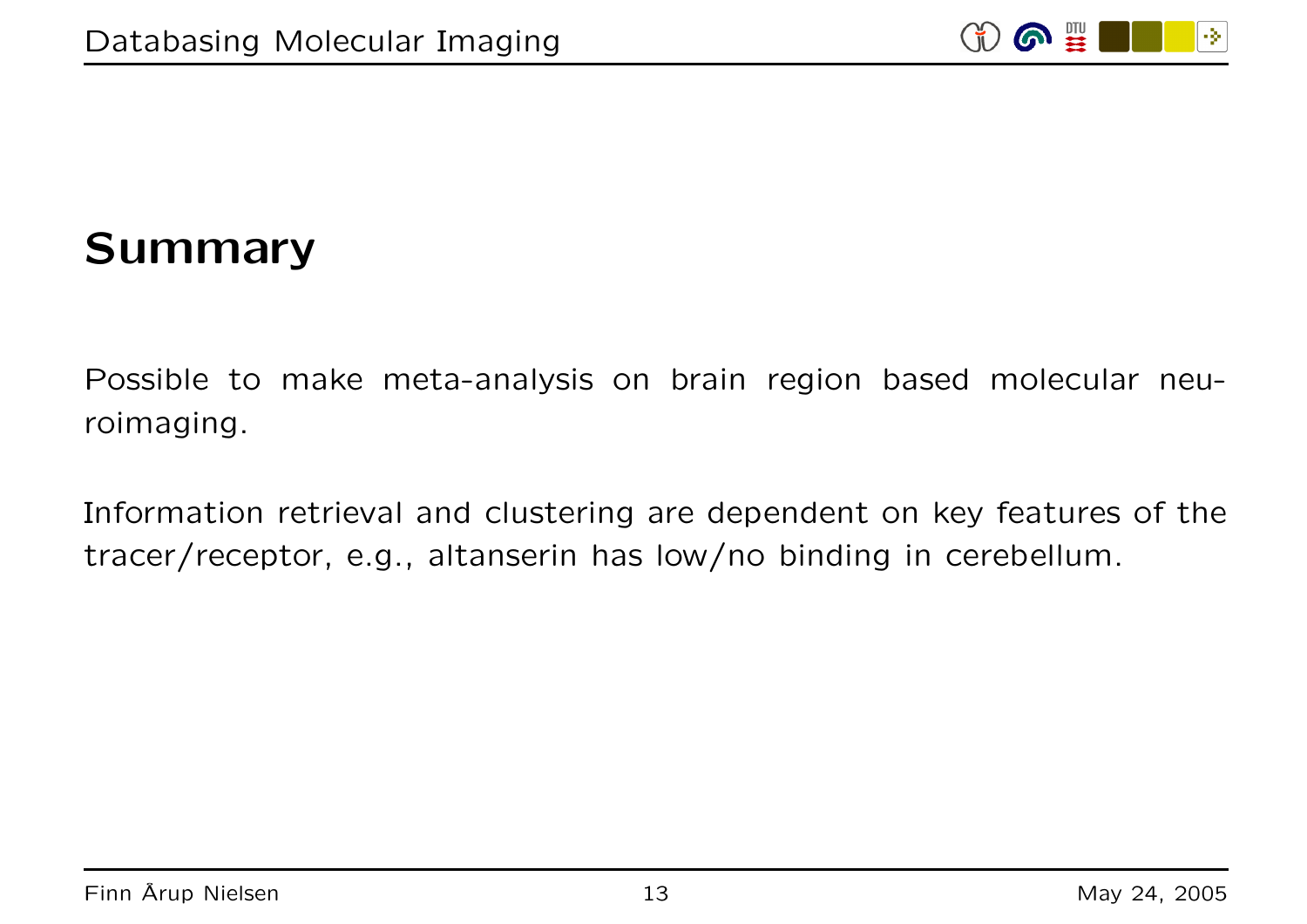## Summary

Possible to make meta-analysis on brain region based molecular neuroimaging.

Information retrieval and clustering are dependent on key features of the tracer/receptor, e.g., altanserin has low/no binding in cerebellum.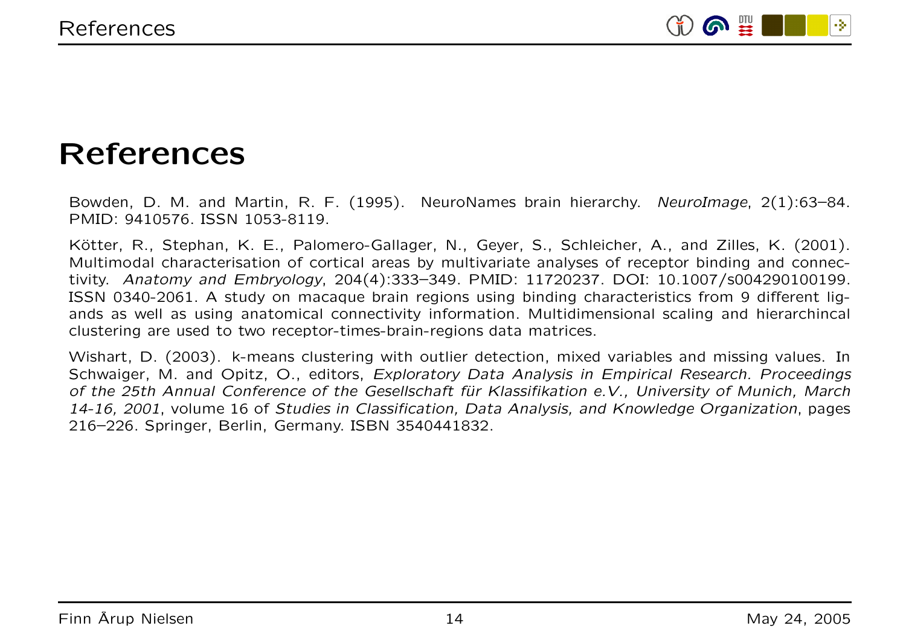# References

Bowden, D. M. and Martin, R. F. (1995). NeuroNames brain hierarchy. *NeuroImage*, 2(1):63–84. PMID: 9410576. ISSN 1053-8119.

Kötter, R., Stephan, K. E., Palomero-Gallager, N., Geyer, S., Schleicher, A., and Zilles, K. (2001). Multimodal characterisation of cortical areas by multivariate analyses of receptor binding and connectivity. *Anatomy and Embryology*, 204(4):333–349. PMID: 11720237. DOI: 10.1007/s004290100199. ISSN 0340-2061. A study on macaque brain regions using binding characteristics from 9 different ligands as well as using anatomical connectivity information. Multidimensional scaling and hierarchincal clustering are used to two receptor-times-brain-regions data matrices.

Wishart, D. (2003). k-means clustering with outlier detection, mixed variables and missing values. In Schwaiger, M. and Opitz, O., editors, *Exploratory Data Analysis in Empirical Research. Proceedings of the 25th Annual Conference of the Gesellschaft für Klassifikation e.V., University of Munich, March 14-16, 2001*, volume 16 of *Studies in Classification, Data Analysis, and Knowledge Organization*, pages 216–226. Springer, Berlin, Germany. ISBN 3540441832.